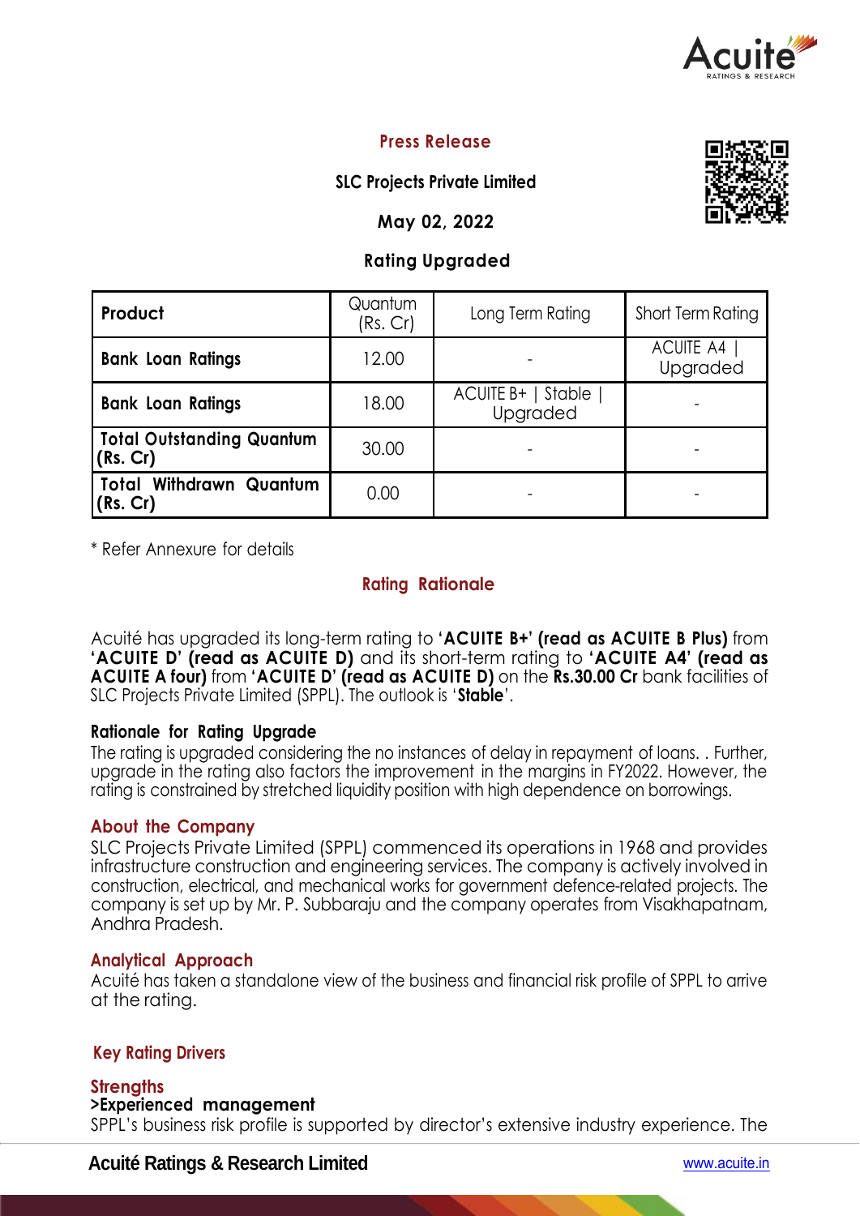# Press Release

**SLC Projects Private Limited**

**May 02, 2022**

**Rating Upgraded**

| Product | Quantum (Rs. Cr) | Long Term Rating | Short Term Rating |
|---|---|---|---|
| **Bank Loan Ratings** | 12.00 | - | ACUITE A4 \| Upgraded |
| **Bank Loan Ratings** | 18.00 | ACUITE B+ \| Stable \| Upgraded | - |
| **Total Outstanding Quantum (Rs. Cr)** | 30.00 | - | - |
| **Total Withdrawn Quantum (Rs. Cr)** | 0.00 | - | - |

* Refer Annexure for details

## Rating Rationale

Acuité has upgraded its long-term rating to **'ACUITE B+' (read as ACUITE B Plus)** from **'ACUITE D' (read as ACUITE D)** and its short-term rating to **'ACUITE A4' (read as ACUITE A four)** from **'ACUITE D' (read as ACUITE D)** on the **Rs.30.00 Cr** bank facilities of SLC Projects Private Limited (SPPL). The outlook is '**Stable**'.

### Rationale for Rating Upgrade

The rating is upgraded considering the no instances of delay in repayment of loans. . Further, upgrade in the rating also factors the improvement in the margins in FY2022. However, the rating is constrained by stretched liquidity position with high dependence on borrowings.

## About the Company

SLC Projects Private Limited (SPPL) commenced its operations in 1968 and provides infrastructure construction and engineering services. The company is actively involved in construction, electrical, and mechanical works for government defence-related projects. The company is set up by Mr. P. Subbaraju and the company operates from Visakhapatnam, Andhra Pradesh.

## Analytical Approach

Acuité has taken a standalone view of the business and financial risk profile of SPPL to arrive at the rating.

## Key Rating Drivers

### Strengths

**>Experienced management**

SPPL's business risk profile is supported by director's extensive industry experience. The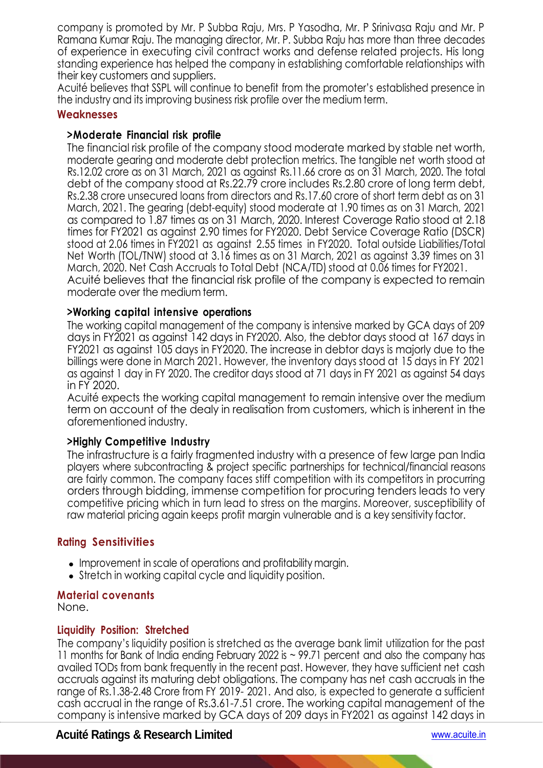company is promoted by Mr. P Subba Raju, Mrs. P Yasodha, Mr. P Srinivasa Raju and Mr. P Ramana Kumar Raju. The managing director, Mr. P. Subba Raju has more than three decades of experience in executing civil contract works and defense related projects. His long standing experience has helped the company in establishing comfortable relationships with their key customers and suppliers.
Acuité believes that SSPL will continue to benefit from the promoter's established presence in the industry and its improving business risk profile over the medium term.

## Weaknesses

### >Moderate Financial risk profile

The financial risk profile of the company stood moderate marked by stable net worth, moderate gearing and moderate debt protection metrics. The tangible net worth stood at Rs.12.02 crore as on 31 March, 2021 as against Rs.11.66 crore as on 31 March, 2020. The total debt of the company stood at Rs.22.79 crore includes Rs.2.80 crore of long term debt, Rs.2.38 crore unsecured loans from directors and Rs.17.60 crore of short term debt as on 31 March, 2021. The gearing (debt-equity) stood moderate at 1.90 times as on 31 March, 2021 as compared to 1.87 times as on 31 March, 2020. Interest Coverage Ratio stood at 2.18 times for FY2021 as against 2.90 times for FY2020. Debt Service Coverage Ratio (DSCR) stood at 2.06 times in FY2021 as against 2.55 times in FY2020. Total outside Liabilities/Total Net Worth (TOL/TNW) stood at 3.16 times as on 31 March, 2021 as against 3.39 times on 31 March, 2020. Net Cash Accruals to Total Debt (NCA/TD) stood at 0.06 times for FY2021.
Acuité believes that the financial risk profile of the company is expected to remain moderate over the medium term.

### >Working capital intensive operations

The working capital management of the company is intensive marked by GCA days of 209 days in FY2021 as against 142 days in FY2020. Also, the debtor days stood at 167 days in FY2021 as against 105 days in FY2020. The increase in debtor days is majorly due to the billings were done in March 2021. However, the inventory days stood at 15 days in FY 2021 as against 1 day in FY 2020. The creditor days stood at 71 days in FY 2021 as against 54 days in FY 2020.
Acuité expects the working capital management to remain intensive over the medium term on account of the dealy in realisation from customers, which is inherent in the aforementioned industry.

### >Highly Competitive Industry

The infrastructure is a fairly fragmented industry with a presence of few large pan India players where subcontracting & project specific partnerships for technical/financial reasons are fairly common. The company faces stiff competition with its competitors in procurring orders through bidding, immense competition for procuring tenders leads to very competitive pricing which in turn lead to stress on the margins. Moreover, susceptibility of raw material pricing again keeps profit margin vulnerable and is a key sensitivity factor.

## Rating Sensitivities

- Improvement in scale of operations and profitability margin.
- Stretch in working capital cycle and liquidity position.

## Material covenants

None.

## Liquidity Position: Stretched

The company's liquidity position is stretched as the average bank limit utilization for the past 11 months for Bank of India ending February 2022 is ~ 99.71 percent and also the company has availed TODs from bank frequently in the recent past. However, they have sufficient net cash accruals against its maturing debt obligations. The company has net cash accruals in the range of Rs.1.38-2.48 Crore from FY 2019- 2021. And also, is expected to generate a sufficient cash accrual in the range of Rs.3.61-7.51 crore. The working capital management of the company is intensive marked by GCA days of 209 days in FY2021 as against 142 days in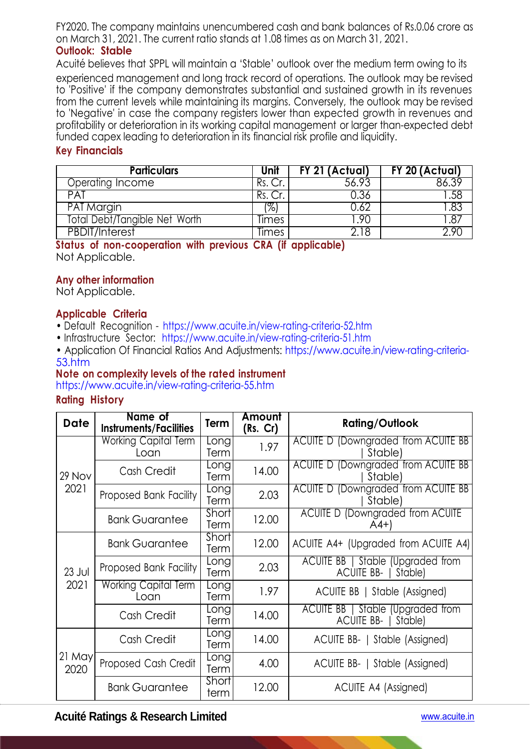FY2020. The company maintains unencumbered cash and bank balances of Rs.0.06 crore as on March 31, 2021. The current ratio stands at 1.08 times as on March 31, 2021.

## Outlook: Stable

Acuité believes that SPPL will maintain a 'Stable' outlook over the medium term owing to its experienced management and long track record of operations. The outlook may be revised to 'Positive' if the company demonstrates substantial and sustained growth in its revenues from the current levels while maintaining its margins. Conversely, the outlook may be revised to 'Negative' in case the company registers lower than expected growth in revenues and profitability or deterioration in its working capital management or larger than-expected debt funded capex leading to deterioration in its financial risk profile and liquidity.

## Key Financials

| Particulars | Unit | FY 21 (Actual) | FY 20 (Actual) |
|---|---|---|---|
| Operating Income | Rs. Cr. | 56.93 | 86.39 |
| PAT | Rs. Cr. | 0.36 | 1.58 |
| PAT Margin | (%) | 0.62 | 1.83 |
| Total Debt/Tangible Net Worth | Times | 1.90 | 1.87 |
| PBDIT/Interest | Times | 2.18 | 2.90 |

## Status of non-cooperation with previous CRA (if applicable)

Not Applicable.

## Any other information

Not Applicable.

## Applicable Criteria

- Default Recognition - https://www.acuite.in/view-rating-criteria-52.htm
- Infrastructure Sector: https://www.acuite.in/view-rating-criteria-51.htm
- Application Of Financial Ratios And Adjustments: https://www.acuite.in/view-rating-criteria-53.htm

## Note on complexity levels of the rated instrument

https://www.acuite.in/view-rating-criteria-55.htm

## Rating History

| Date | Name of Instruments/Facilities | Term | Amount (Rs. Cr) | Rating/Outlook |
|---|---|---|---|---|
| 29 Nov 2021 | Working Capital Term Loan | Long Term | 1.97 | ACUITE D (Downgraded from ACUITE BB \| Stable) |
| | Cash Credit | Long Term | 14.00 | ACUITE D (Downgraded from ACUITE BB \| Stable) |
| | Proposed Bank Facility | Long Term | 2.03 | ACUITE D (Downgraded from ACUITE BB \| Stable) |
| | Bank Guarantee | Short Term | 12.00 | ACUITE D (Downgraded from ACUITE A4+) |
| 23 Jul 2021 | Bank Guarantee | Short Term | 12.00 | ACUITE A4+ (Upgraded from ACUITE A4) |
| | Proposed Bank Facility | Long Term | 2.03 | ACUITE BB \| Stable (Upgraded from ACUITE BB- \| Stable) |
| | Working Capital Term Loan | Long Term | 1.97 | ACUITE BB \| Stable (Assigned) |
| | Cash Credit | Long Term | 14.00 | ACUITE BB \| Stable (Upgraded from ACUITE BB- \| Stable) |
| 21 May 2020 | Cash Credit | Long Term | 14.00 | ACUITE BB- \| Stable (Assigned) |
| | Proposed Cash Credit | Long Term | 4.00 | ACUITE BB- \| Stable (Assigned) |
| | Bank Guarantee | Short term | 12.00 | ACUITE A4 (Assigned) |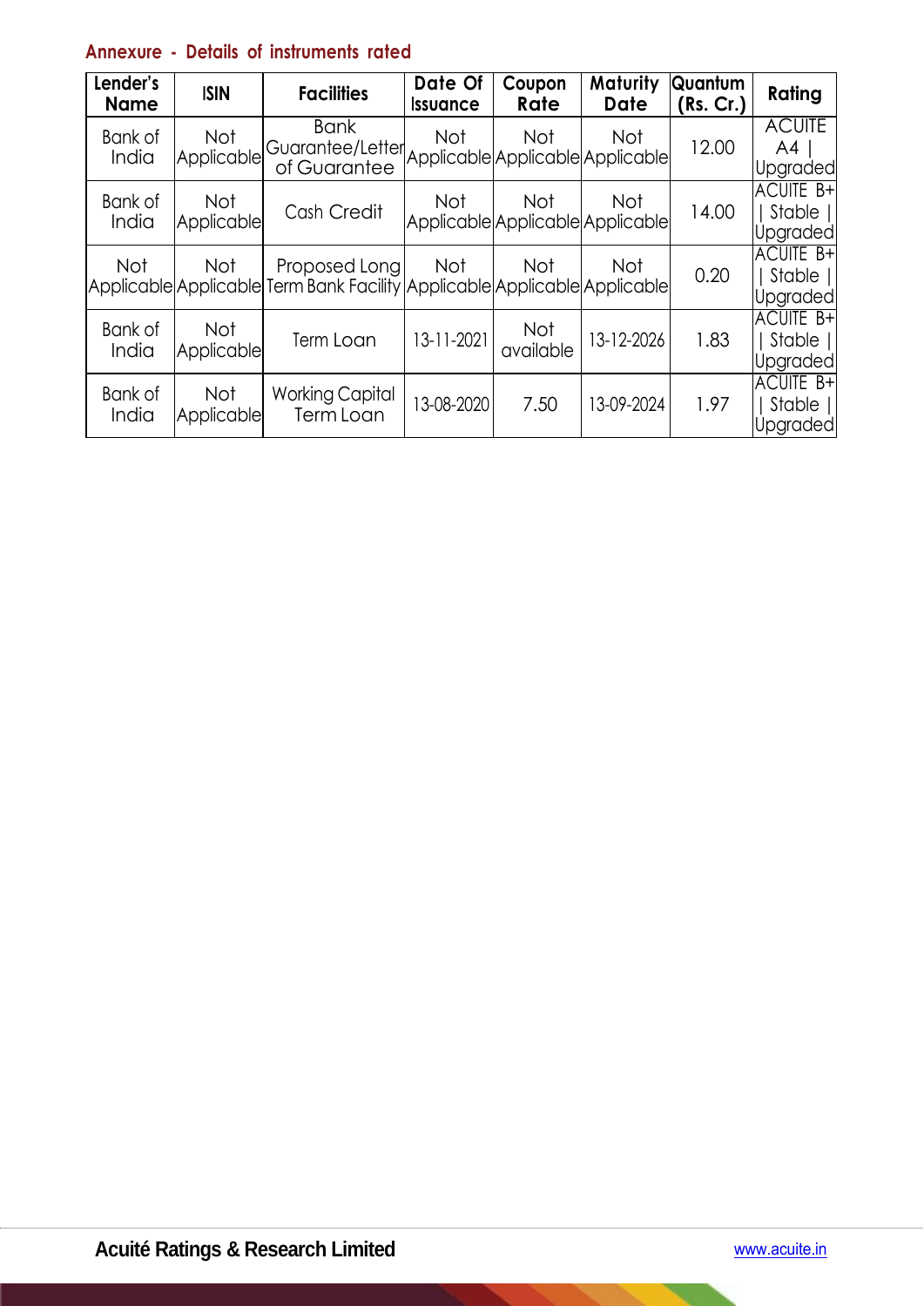## Annexure - Details of instruments rated

| Lender's Name | ISIN | Facilities | Date Of Issuance | Coupon Rate | Maturity Date | Quantum (Rs. Cr.) | Rating |
|---|---|---|---|---|---|---|---|
| Bank of India | Not Applicable | Bank Guarantee/Letter of Guarantee | Not Applicable | Not Applicable | Not Applicable | 12.00 | ACUITE A4 \| Upgraded |
| Bank of India | Not Applicable | Cash Credit | Not Applicable | Not Applicable | Not Applicable | 14.00 | ACUITE B+ \| Stable \| Upgraded |
| Not Applicable | Not Applicable | Proposed Long Term Bank Facility | Not Applicable | Not Applicable | Not Applicable | 0.20 | ACUITE B+ \| Stable \| Upgraded |
| Bank of India | Not Applicable | Term Loan | 13-11-2021 | Not available | 13-12-2026 | 1.83 | ACUITE B+ \| Stable \| Upgraded |
| Bank of India | Not Applicable | Working Capital Term Loan | 13-08-2020 | 7.50 | 13-09-2024 | 1.97 | ACUITE B+ \| Stable \| Upgraded |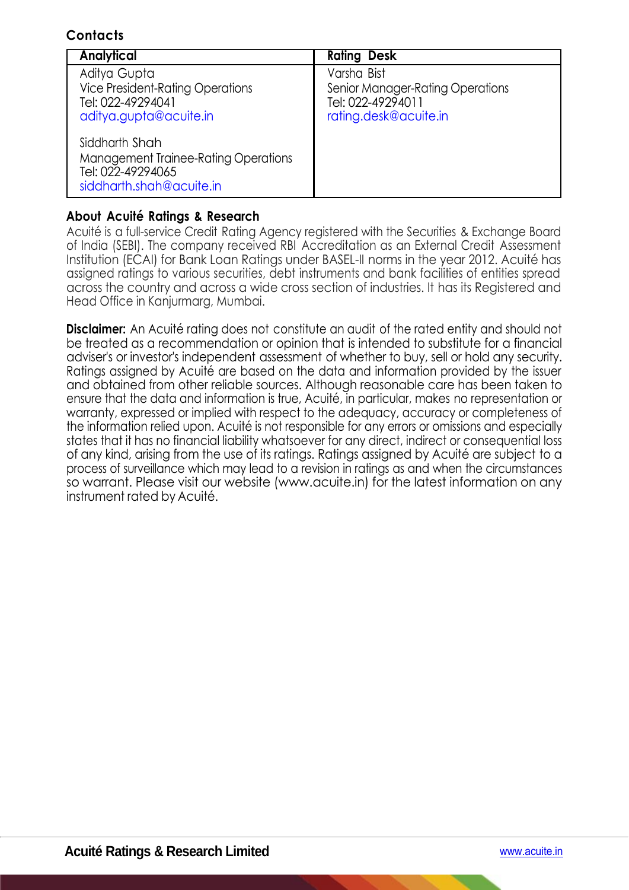## Contacts

| Analytical | Rating Desk |
| --- | --- |
| Aditya Gupta<br>Vice President-Rating Operations<br>Tel: 022-49294041<br>aditya.gupta@acuite.in<br><br>Siddharth Shah<br>Management Trainee-Rating Operations<br>Tel: 022-49294065<br>siddharth.shah@acuite.in | Varsha Bist<br>Senior Manager-Rating Operations<br>Tel: 022-49294011<br>rating.desk@acuite.in |

### About Acuité Ratings & Research

Acuité is a full-service Credit Rating Agency registered with the Securities & Exchange Board of India (SEBI). The company received RBI Accreditation as an External Credit Assessment Institution (ECAI) for Bank Loan Ratings under BASEL-II norms in the year 2012. Acuité has assigned ratings to various securities, debt instruments and bank facilities of entities spread across the country and across a wide cross section of industries. It has its Registered and Head Office in Kanjurmarg, Mumbai.

**Disclaimer:** An Acuité rating does not constitute an audit of the rated entity and should not be treated as a recommendation or opinion that is intended to substitute for a financial adviser's or investor's independent assessment of whether to buy, sell or hold any security. Ratings assigned by Acuité are based on the data and information provided by the issuer and obtained from other reliable sources. Although reasonable care has been taken to ensure that the data and information is true, Acuité, in particular, makes no representation or warranty, expressed or implied with respect to the adequacy, accuracy or completeness of the information relied upon. Acuité is not responsible for any errors or omissions and especially states that it has no financial liability whatsoever for any direct, indirect or consequential loss of any kind, arising from the use of its ratings. Ratings assigned by Acuité are subject to a process of surveillance which may lead to a revision in ratings as and when the circumstances so warrant. Please visit our website (www.acuite.in) for the latest information on any instrument rated by Acuité.